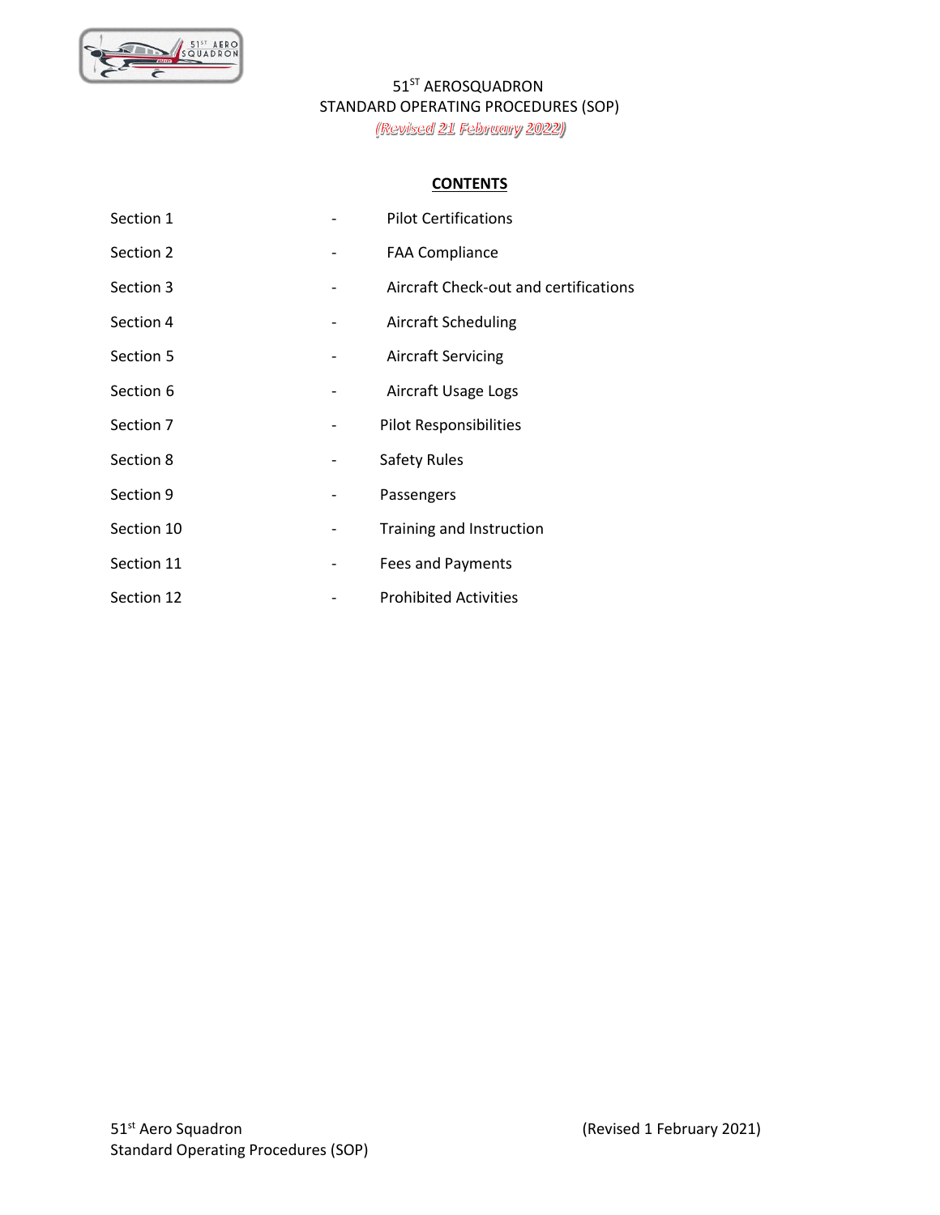# 51ST AEROSQUADRON
## STANDARD OPERATING PROCEDURES (SOP)

*(Revised 21 February 2022)*

**CONTENTS**

| | | |
|---|---|---|
| Section 1 | - | Pilot Certifications |
| Section 2 | - | FAA Compliance |
| Section 3 | - | Aircraft Check-out and certifications |
| Section 4 | - | Aircraft Scheduling |
| Section 5 | - | Aircraft Servicing |
| Section 6 | - | Aircraft Usage Logs |
| Section 7 | - | Pilot Responsibilities |
| Section 8 | - | Safety Rules |
| Section 9 | - | Passengers |
| Section 10 | - | Training and Instruction |
| Section 11 | - | Fees and Payments |
| Section 12 | - | Prohibited Activities |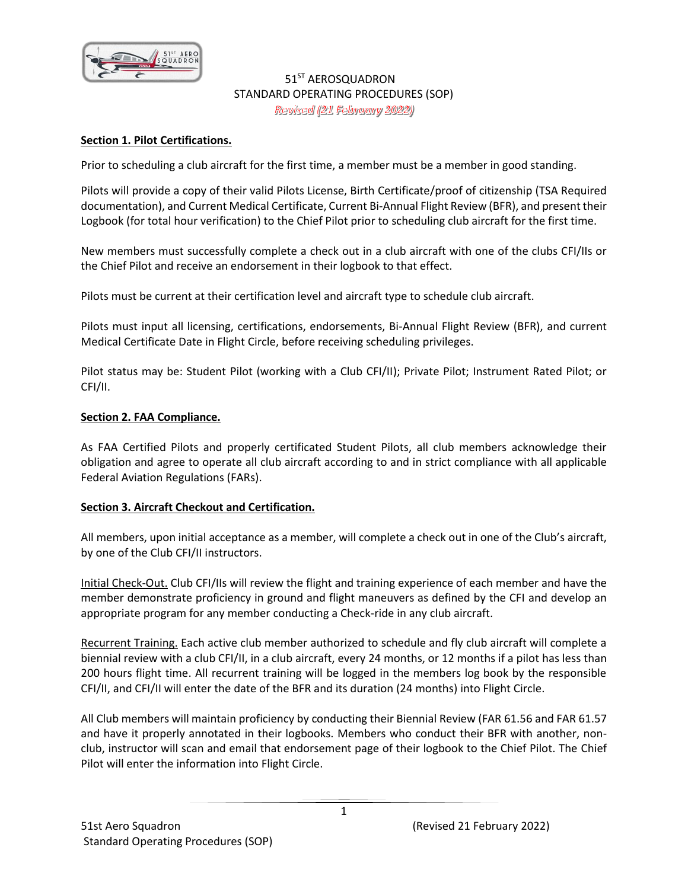51[ST] AEROSQUADRON
STANDARD OPERATING PROCEDURES (SOP)
*Revised (21 February 2022)*

**Section 1. Pilot Certifications.**

Prior to scheduling a club aircraft for the first time, a member must be a member in good standing.

Pilots will provide a copy of their valid Pilots License, Birth Certificate/proof of citizenship (TSA Required documentation), and Current Medical Certificate, Current Bi-Annual Flight Review (BFR), and present their Logbook (for total hour verification) to the Chief Pilot prior to scheduling club aircraft for the first time.

New members must successfully complete a check out in a club aircraft with one of the clubs CFI/IIs or the Chief Pilot and receive an endorsement in their logbook to that effect.

Pilots must be current at their certification level and aircraft type to schedule club aircraft.

Pilots must input all licensing, certifications, endorsements, Bi-Annual Flight Review (BFR), and current Medical Certificate Date in Flight Circle, before receiving scheduling privileges.

Pilot status may be: Student Pilot (working with a Club CFI/II); Private Pilot; Instrument Rated Pilot; or CFI/II.

**Section 2. FAA Compliance.**

As FAA Certified Pilots and properly certificated Student Pilots, all club members acknowledge their obligation and agree to operate all club aircraft according to and in strict compliance with all applicable Federal Aviation Regulations (FARs).

**Section 3. Aircraft Checkout and Certification.**

All members, upon initial acceptance as a member, will complete a check out in one of the Club's aircraft, by one of the Club CFI/II instructors.

Initial Check-Out. Club CFI/IIs will review the flight and training experience of each member and have the member demonstrate proficiency in ground and flight maneuvers as defined by the CFI and develop an appropriate program for any member conducting a Check-ride in any club aircraft.

Recurrent Training. Each active club member authorized to schedule and fly club aircraft will complete a biennial review with a club CFI/II, in a club aircraft, every 24 months, or 12 months if a pilot has less than 200 hours flight time. All recurrent training will be logged in the members log book by the responsible CFI/II, and CFI/II will enter the date of the BFR and its duration (24 months) into Flight Circle.

All Club members will maintain proficiency by conducting their Biennial Review (FAR 61.56 and FAR 61.57 and have it properly annotated in their logbooks. Members who conduct their BFR with another, non-club, instructor will scan and email that endorsement page of their logbook to the Chief Pilot. The Chief Pilot will enter the information into Flight Circle.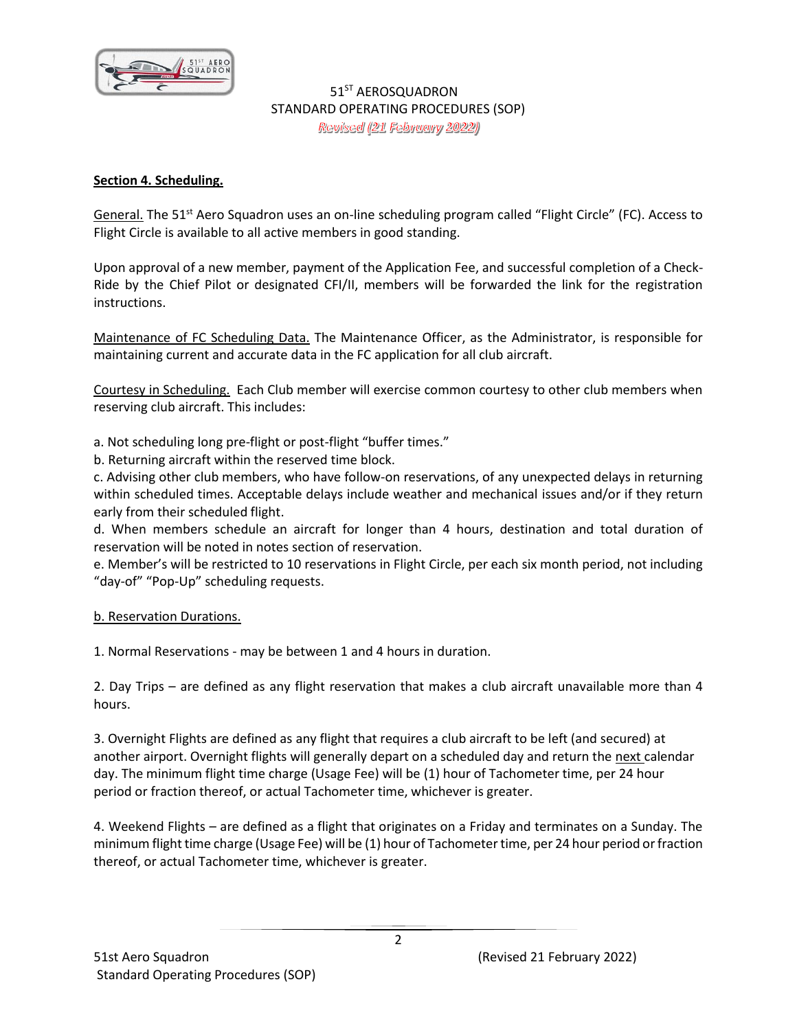**Section 4. Scheduling.**

General. The 51st Aero Squadron uses an on-line scheduling program called "Flight Circle" (FC). Access to Flight Circle is available to all active members in good standing.

Upon approval of a new member, payment of the Application Fee, and successful completion of a Check-Ride by the Chief Pilot or designated CFI/II, members will be forwarded the link for the registration instructions.

Maintenance of FC Scheduling Data. The Maintenance Officer, as the Administrator, is responsible for maintaining current and accurate data in the FC application for all club aircraft.

Courtesy in Scheduling. Each Club member will exercise common courtesy to other club members when reserving club aircraft. This includes:

a. Not scheduling long pre-flight or post-flight "buffer times."

b. Returning aircraft within the reserved time block.

c. Advising other club members, who have follow-on reservations, of any unexpected delays in returning within scheduled times. Acceptable delays include weather and mechanical issues and/or if they return early from their scheduled flight.

d. When members schedule an aircraft for longer than 4 hours, destination and total duration of reservation will be noted in notes section of reservation.

e. Member's will be restricted to 10 reservations in Flight Circle, per each six month period, not including "day-of" "Pop-Up" scheduling requests.

b. Reservation Durations.

1. Normal Reservations - may be between 1 and 4 hours in duration.

2. Day Trips – are defined as any flight reservation that makes a club aircraft unavailable more than 4 hours.

3. Overnight Flights are defined as any flight that requires a club aircraft to be left (and secured) at another airport. Overnight flights will generally depart on a scheduled day and return the next calendar day. The minimum flight time charge (Usage Fee) will be (1) hour of Tachometer time, per 24 hour period or fraction thereof, or actual Tachometer time, whichever is greater.

4. Weekend Flights – are defined as a flight that originates on a Friday and terminates on a Sunday. The minimum flight time charge (Usage Fee) will be (1) hour of Tachometer time, per 24 hour period or fraction thereof, or actual Tachometer time, whichever is greater.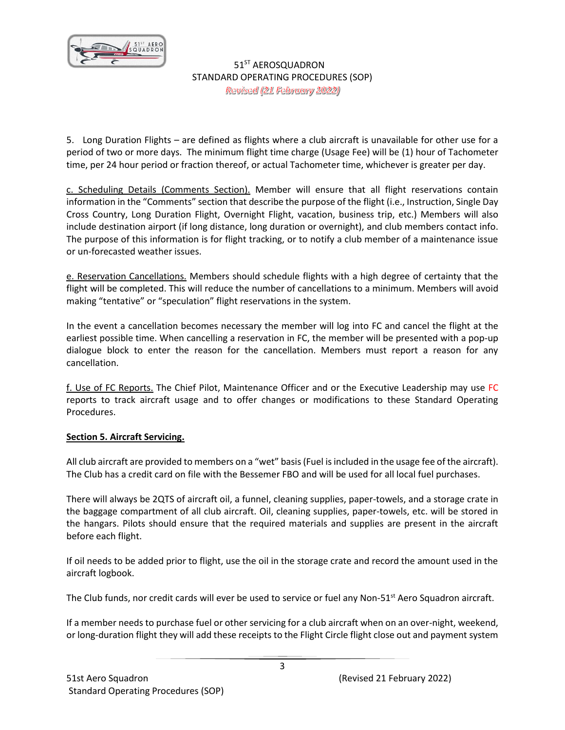5. Long Duration Flights – are defined as flights where a club aircraft is unavailable for other use for a period of two or more days. The minimum flight time charge (Usage Fee) will be (1) hour of Tachometer time, per 24 hour period or fraction thereof, or actual Tachometer time, whichever is greater per day.

c. Scheduling Details (Comments Section). Member will ensure that all flight reservations contain information in the "Comments" section that describe the purpose of the flight (i.e., Instruction, Single Day Cross Country, Long Duration Flight, Overnight Flight, vacation, business trip, etc.) Members will also include destination airport (if long distance, long duration or overnight), and club members contact info. The purpose of this information is for flight tracking, or to notify a club member of a maintenance issue or un-forecasted weather issues.

e. Reservation Cancellations. Members should schedule flights with a high degree of certainty that the flight will be completed. This will reduce the number of cancellations to a minimum. Members will avoid making "tentative" or "speculation" flight reservations in the system.

In the event a cancellation becomes necessary the member will log into FC and cancel the flight at the earliest possible time. When cancelling a reservation in FC, the member will be presented with a pop-up dialogue block to enter the reason for the cancellation. Members must report a reason for any cancellation.

f. Use of FC Reports. The Chief Pilot, Maintenance Officer and or the Executive Leadership may use FC reports to track aircraft usage and to offer changes or modifications to these Standard Operating Procedures.

**Section 5. Aircraft Servicing.**

All club aircraft are provided to members on a "wet" basis (Fuel is included in the usage fee of the aircraft). The Club has a credit card on file with the Bessemer FBO and will be used for all local fuel purchases.

There will always be 2QTS of aircraft oil, a funnel, cleaning supplies, paper-towels, and a storage crate in the baggage compartment of all club aircraft. Oil, cleaning supplies, paper-towels, etc. will be stored in the hangars. Pilots should ensure that the required materials and supplies are present in the aircraft before each flight.

If oil needs to be added prior to flight, use the oil in the storage crate and record the amount used in the aircraft logbook.

The Club funds, nor credit cards will ever be used to service or fuel any Non-51st Aero Squadron aircraft.

If a member needs to purchase fuel or other servicing for a club aircraft when on an over-night, weekend, or long-duration flight they will add these receipts to the Flight Circle flight close out and payment system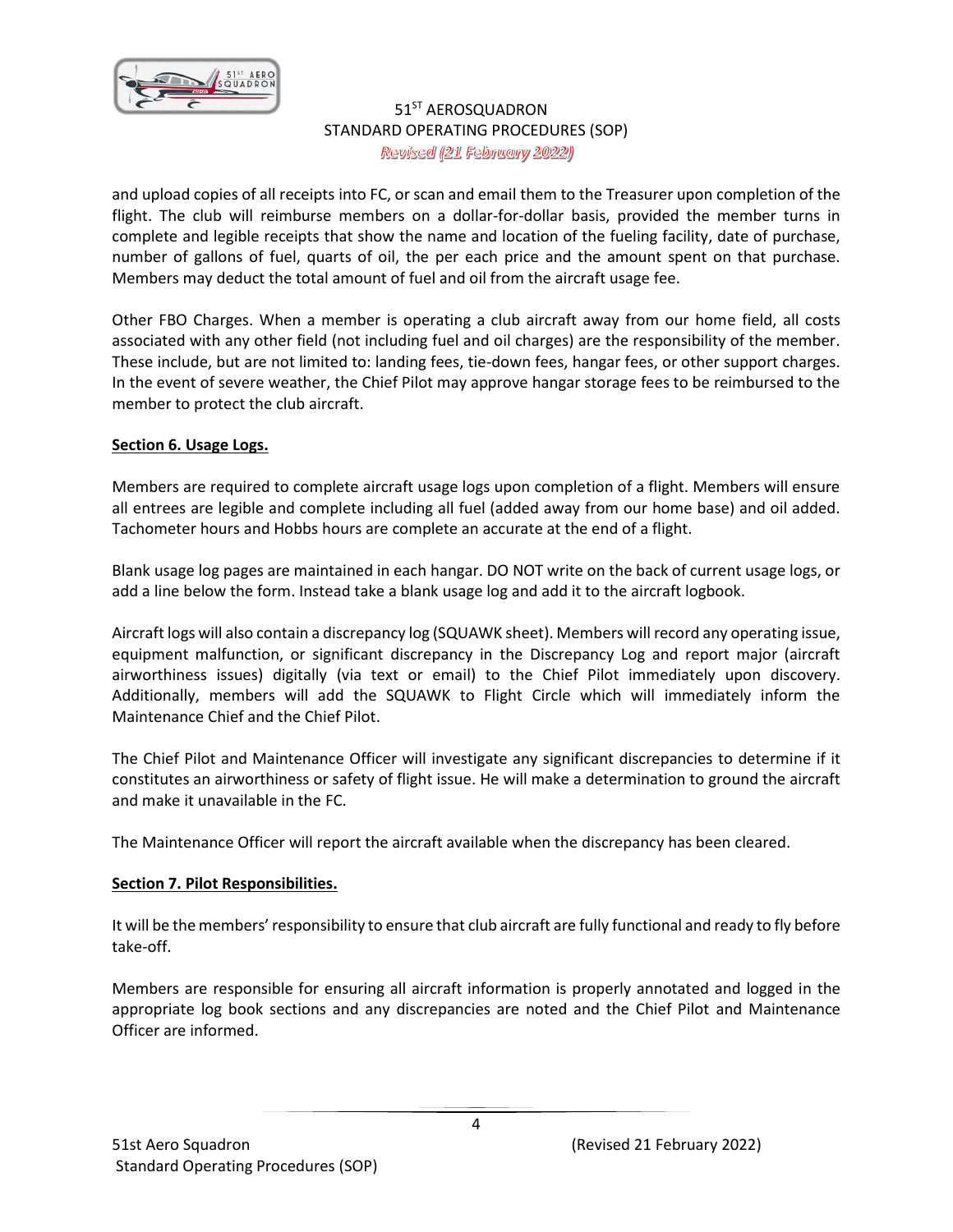and upload copies of all receipts into FC, or scan and email them to the Treasurer upon completion of the flight. The club will reimburse members on a dollar-for-dollar basis, provided the member turns in complete and legible receipts that show the name and location of the fueling facility, date of purchase, number of gallons of fuel, quarts of oil, the per each price and the amount spent on that purchase. Members may deduct the total amount of fuel and oil from the aircraft usage fee.

Other FBO Charges. When a member is operating a club aircraft away from our home field, all costs associated with any other field (not including fuel and oil charges) are the responsibility of the member. These include, but are not limited to: landing fees, tie-down fees, hangar fees, or other support charges. In the event of severe weather, the Chief Pilot may approve hangar storage fees to be reimbursed to the member to protect the club aircraft.

**Section 6. Usage Logs.**

Members are required to complete aircraft usage logs upon completion of a flight. Members will ensure all entrees are legible and complete including all fuel (added away from our home base) and oil added. Tachometer hours and Hobbs hours are complete an accurate at the end of a flight.

Blank usage log pages are maintained in each hangar. DO NOT write on the back of current usage logs, or add a line below the form. Instead take a blank usage log and add it to the aircraft logbook.

Aircraft logs will also contain a discrepancy log (SQUAWK sheet). Members will record any operating issue, equipment malfunction, or significant discrepancy in the Discrepancy Log and report major (aircraft airworthiness issues) digitally (via text or email) to the Chief Pilot immediately upon discovery. Additionally, members will add the SQUAWK to Flight Circle which will immediately inform the Maintenance Chief and the Chief Pilot.

The Chief Pilot and Maintenance Officer will investigate any significant discrepancies to determine if it constitutes an airworthiness or safety of flight issue. He will make a determination to ground the aircraft and make it unavailable in the FC.

The Maintenance Officer will report the aircraft available when the discrepancy has been cleared.

**Section 7. Pilot Responsibilities.**

It will be the members' responsibility to ensure that club aircraft are fully functional and ready to fly before take-off.

Members are responsible for ensuring all aircraft information is properly annotated and logged in the appropriate log book sections and any discrepancies are noted and the Chief Pilot and Maintenance Officer are informed.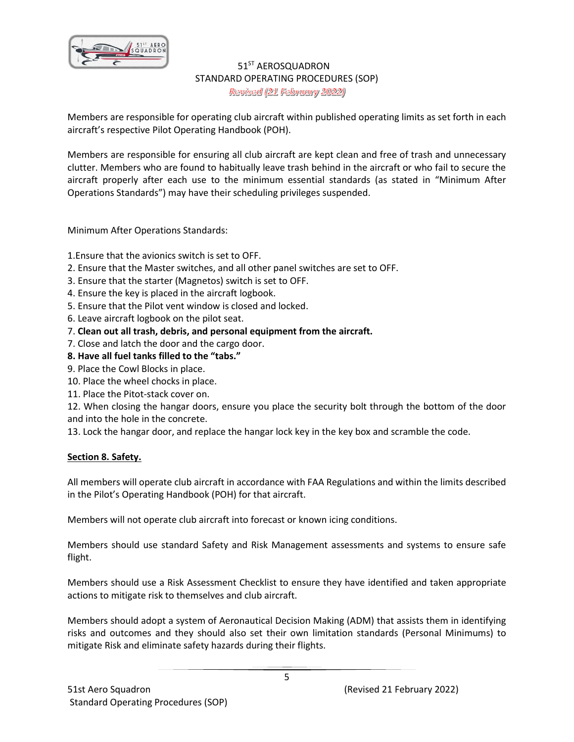Members are responsible for operating club aircraft within published operating limits as set forth in each aircraft's respective Pilot Operating Handbook (POH).

Members are responsible for ensuring all club aircraft are kept clean and free of trash and unnecessary clutter. Members who are found to habitually leave trash behind in the aircraft or who fail to secure the aircraft properly after each use to the minimum essential standards (as stated in "Minimum After Operations Standards") may have their scheduling privileges suspended.

Minimum After Operations Standards:

1.Ensure that the avionics switch is set to OFF.
2. Ensure that the Master switches, and all other panel switches are set to OFF.
3. Ensure that the starter (Magnetos) switch is set to OFF.
4. Ensure the key is placed in the aircraft logbook.
5. Ensure that the Pilot vent window is closed and locked.
6. Leave aircraft logbook on the pilot seat.
7. **Clean out all trash, debris, and personal equipment from the aircraft.**
7. Close and latch the door and the cargo door.
8. **Have all fuel tanks filled to the "tabs."**
9. Place the Cowl Blocks in place.
10. Place the wheel chocks in place.
11. Place the Pitot-stack cover on.
12. When closing the hangar doors, ensure you place the security bolt through the bottom of the door and into the hole in the concrete.
13. Lock the hangar door, and replace the hangar lock key in the key box and scramble the code.

## Section 8. Safety.

All members will operate club aircraft in accordance with FAA Regulations and within the limits described in the Pilot's Operating Handbook (POH) for that aircraft.

Members will not operate club aircraft into forecast or known icing conditions.

Members should use standard Safety and Risk Management assessments and systems to ensure safe flight.

Members should use a Risk Assessment Checklist to ensure they have identified and taken appropriate actions to mitigate risk to themselves and club aircraft.

Members should adopt a system of Aeronautical Decision Making (ADM) that assists them in identifying risks and outcomes and they should also set their own limitation standards (Personal Minimums) to mitigate Risk and eliminate safety hazards during their flights.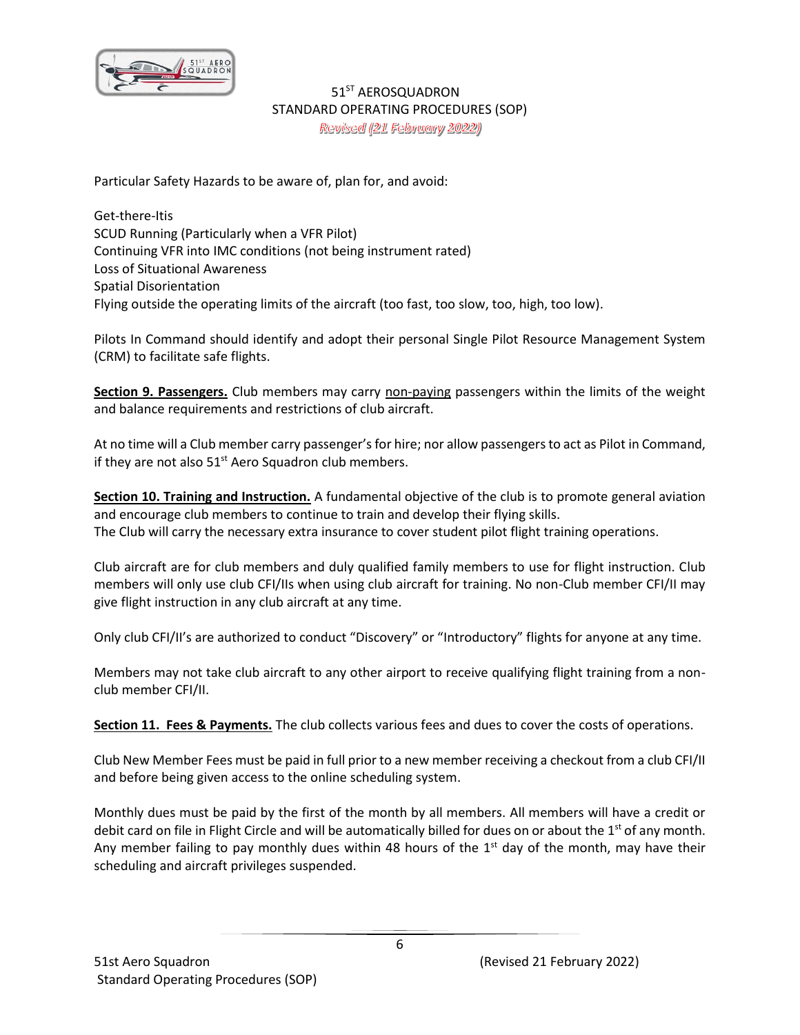Particular Safety Hazards to be aware of, plan for, and avoid:

Get-there-Itis
SCUD Running (Particularly when a VFR Pilot)
Continuing VFR into IMC conditions (not being instrument rated)
Loss of Situational Awareness
Spatial Disorientation
Flying outside the operating limits of the aircraft (too fast, too slow, too, high, too low).

Pilots In Command should identify and adopt their personal Single Pilot Resource Management System (CRM) to facilitate safe flights.

**Section 9. Passengers.** Club members may carry non-paying passengers within the limits of the weight and balance requirements and restrictions of club aircraft.

At no time will a Club member carry passenger's for hire; nor allow passengers to act as Pilot in Command, if they are not also 51st Aero Squadron club members.

**Section 10. Training and Instruction.** A fundamental objective of the club is to promote general aviation and encourage club members to continue to train and develop their flying skills.
The Club will carry the necessary extra insurance to cover student pilot flight training operations.

Club aircraft are for club members and duly qualified family members to use for flight instruction. Club members will only use club CFI/IIs when using club aircraft for training. No non-Club member CFI/II may give flight instruction in any club aircraft at any time.

Only club CFI/II's are authorized to conduct "Discovery" or "Introductory" flights for anyone at any time.

Members may not take club aircraft to any other airport to receive qualifying flight training from a non-club member CFI/II.

**Section 11. Fees & Payments.** The club collects various fees and dues to cover the costs of operations.

Club New Member Fees must be paid in full prior to a new member receiving a checkout from a club CFI/II and before being given access to the online scheduling system.

Monthly dues must be paid by the first of the month by all members. All members will have a credit or debit card on file in Flight Circle and will be automatically billed for dues on or about the 1st of any month. Any member failing to pay monthly dues within 48 hours of the 1st day of the month, may have their scheduling and aircraft privileges suspended.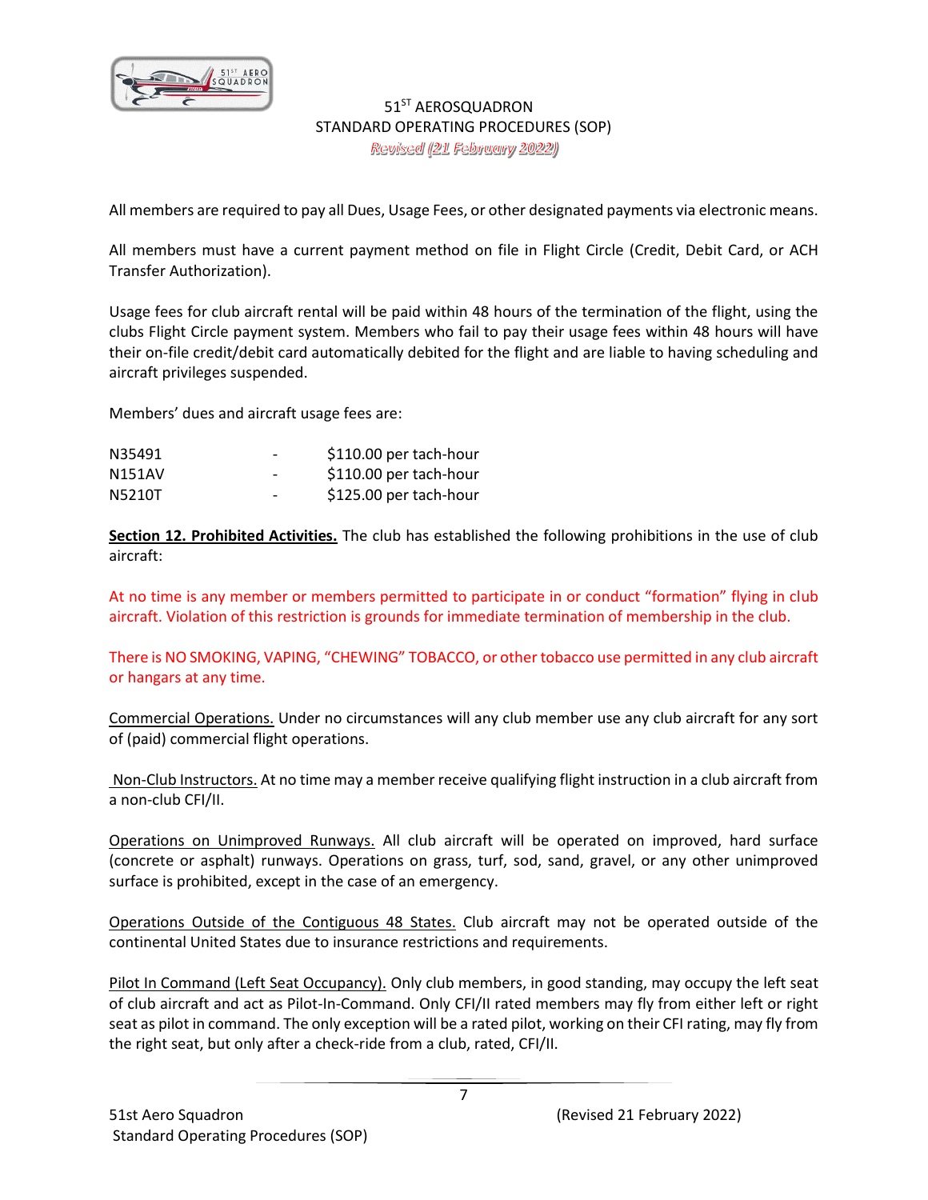All members are required to pay all Dues, Usage Fees, or other designated payments via electronic means.

All members must have a current payment method on file in Flight Circle (Credit, Debit Card, or ACH Transfer Authorization).

Usage fees for club aircraft rental will be paid within 48 hours of the termination of the flight, using the clubs Flight Circle payment system. Members who fail to pay their usage fees within 48 hours will have their on-file credit/debit card automatically debited for the flight and are liable to having scheduling and aircraft privileges suspended.

Members' dues and aircraft usage fees are:

| | | |
|---|---|---|
| N35491 | - | $110.00 per tach-hour |
| N151AV | - | $110.00 per tach-hour |
| N5210T | - | $125.00 per tach-hour |

**Section 12. Prohibited Activities.** The club has established the following prohibitions in the use of club aircraft:

At no time is any member or members permitted to participate in or conduct "formation" flying in club aircraft. Violation of this restriction is grounds for immediate termination of membership in the club.

There is NO SMOKING, VAPING, "CHEWING" TOBACCO, or other tobacco use permitted in any club aircraft or hangars at any time.

Commercial Operations. Under no circumstances will any club member use any club aircraft for any sort of (paid) commercial flight operations.

Non-Club Instructors. At no time may a member receive qualifying flight instruction in a club aircraft from a non-club CFI/II.

Operations on Unimproved Runways. All club aircraft will be operated on improved, hard surface (concrete or asphalt) runways. Operations on grass, turf, sod, sand, gravel, or any other unimproved surface is prohibited, except in the case of an emergency.

Operations Outside of the Contiguous 48 States. Club aircraft may not be operated outside of the continental United States due to insurance restrictions and requirements.

Pilot In Command (Left Seat Occupancy). Only club members, in good standing, may occupy the left seat of club aircraft and act as Pilot-In-Command. Only CFI/II rated members may fly from either left or right seat as pilot in command. The only exception will be a rated pilot, working on their CFI rating, may fly from the right seat, but only after a check-ride from a club, rated, CFI/II.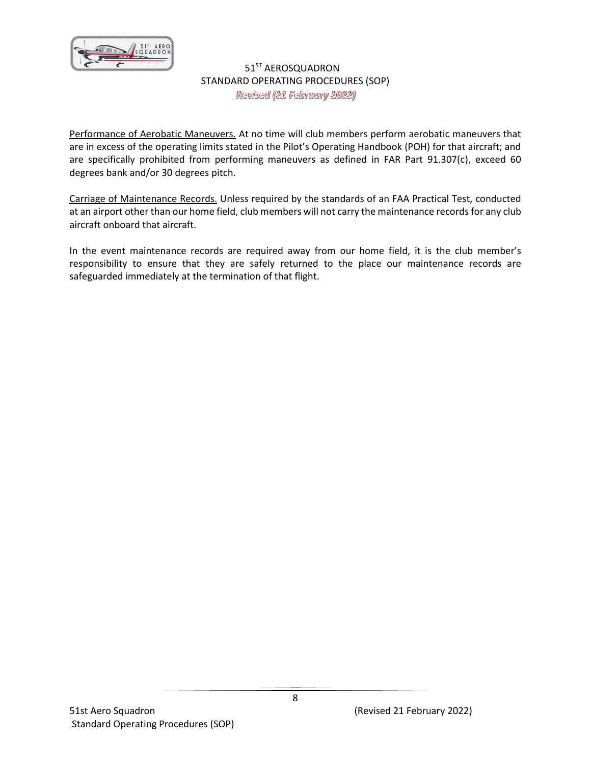<u>Performance of Aerobatic Maneuvers.</u> At no time will club members perform aerobatic maneuvers that are in excess of the operating limits stated in the Pilot's Operating Handbook (POH) for that aircraft; and are specifically prohibited from performing maneuvers as defined in FAR Part 91.307(c), exceed 60 degrees bank and/or 30 degrees pitch.

<u>Carriage of Maintenance Records.</u> Unless required by the standards of an FAA Practical Test, conducted at an airport other than our home field, club members will not carry the maintenance records for any club aircraft onboard that aircraft.

In the event maintenance records are required away from our home field, it is the club member's responsibility to ensure that they are safely returned to the place our maintenance records are safeguarded immediately at the termination of that flight.